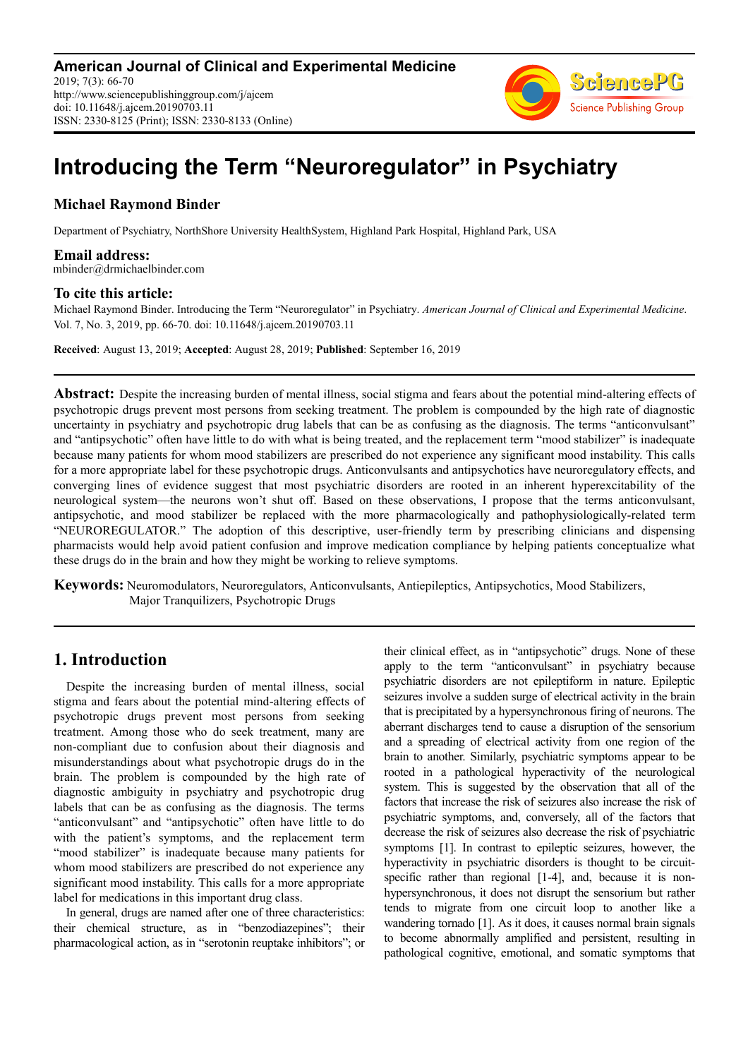**American Journal of Clinical and Experimental Medicine**
2019; 7(3): 66-70
http://www.sciencepublishinggroup.com/j/ajcem
doi: 10.11648/j.ajcem.20190703.11
ISSN: 2330-8125 (Print); ISSN: 2330-8133 (Online)

# Introducing the Term "Neuroregulator" in Psychiatry

**Michael Raymond Binder**

Department of Psychiatry, NorthShore University HealthSystem, Highland Park Hospital, Highland Park, USA

**Email address:**
mbinder@drmichaelbinder.com

**To cite this article:**
Michael Raymond Binder. Introducing the Term "Neuroregulator" in Psychiatry. *American Journal of Clinical and Experimental Medicine*. Vol. 7, No. 3, 2019, pp. 66-70. doi: 10.11648/j.ajcem.20190703.11

**Received**: August 13, 2019; **Accepted**: August 28, 2019; **Published**: September 16, 2019

---

**Abstract:** Despite the increasing burden of mental illness, social stigma and fears about the potential mind-altering effects of psychotropic drugs prevent most persons from seeking treatment. The problem is compounded by the high rate of diagnostic uncertainty in psychiatry and psychotropic drug labels that can be as confusing as the diagnosis. The terms "anticonvulsant" and "antipsychotic" often have little to do with what is being treated, and the replacement term "mood stabilizer" is inadequate because many patients for whom mood stabilizers are prescribed do not experience any significant mood instability. This calls for a more appropriate label for these psychotropic drugs. Anticonvulsants and antipsychotics have neuroregulatory effects, and converging lines of evidence suggest that most psychiatric disorders are rooted in an inherent hyperexcitability of the neurological system—the neurons won't shut off. Based on these observations, I propose that the terms anticonvulsant, antipsychotic, and mood stabilizer be replaced with the more pharmacologically and pathophysiologically-related term "NEUROREGULATOR." The adoption of this descriptive, user-friendly term by prescribing clinicians and dispensing pharmacists would help avoid patient confusion and improve medication compliance by helping patients conceptualize what these drugs do in the brain and how they might be working to relieve symptoms.

**Keywords:** Neuromodulators, Neuroregulators, Anticonvulsants, Antiepileptics, Antipsychotics, Mood Stabilizers, Major Tranquilizers, Psychotropic Drugs

---

## 1. Introduction

Despite the increasing burden of mental illness, social stigma and fears about the potential mind-altering effects of psychotropic drugs prevent most persons from seeking treatment. Among those who do seek treatment, many are non-compliant due to confusion about their diagnosis and misunderstandings about what psychotropic drugs do in the brain. The problem is compounded by the high rate of diagnostic ambiguity in psychiatry and psychotropic drug labels that can be as confusing as the diagnosis. The terms "anticonvulsant" and "antipsychotic" often have little to do with the patient's symptoms, and the replacement term "mood stabilizer" is inadequate because many patients for whom mood stabilizers are prescribed do not experience any significant mood instability. This calls for a more appropriate label for medications in this important drug class.

In general, drugs are named after one of three characteristics: their chemical structure, as in "benzodiazepines"; their pharmacological action, as in "serotonin reuptake inhibitors"; or their clinical effect, as in "antipsychotic" drugs. None of these apply to the term "anticonvulsant" in psychiatry because psychiatric disorders are not epileptiform in nature. Epileptic seizures involve a sudden surge of electrical activity in the brain that is precipitated by a hypersynchronous firing of neurons. The aberrant discharges tend to cause a disruption of the sensorium and a spreading of electrical activity from one region of the brain to another. Similarly, psychiatric symptoms appear to be rooted in a pathological hyperactivity of the neurological system. This is suggested by the observation that all of the factors that increase the risk of seizures also increase the risk of psychiatric symptoms, and, conversely, all of the factors that decrease the risk of seizures also decrease the risk of psychiatric symptoms [1]. In contrast to epileptic seizures, however, the hyperactivity in psychiatric disorders is thought to be circuit-specific rather than regional [1-4], and, because it is non-hypersynchronous, it does not disrupt the sensorium but rather tends to migrate from one circuit loop to another like a wandering tornado [1]. As it does, it causes normal brain signals to become abnormally amplified and persistent, resulting in pathological cognitive, emotional, and somatic symptoms that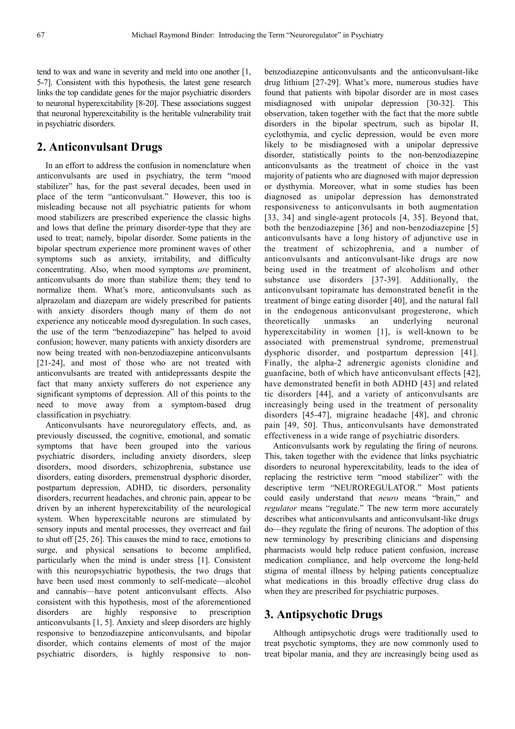tend to wax and wane in severity and meld into one another [1, 5-7]. Consistent with this hypothesis, the latest gene research links the top candidate genes for the major psychiatric disorders to neuronal hyperexcitability [8-20]. These associations suggest that neuronal hyperexcitability is the heritable vulnerability trait in psychiatric disorders.

## 2. Anticonvulsant Drugs

In an effort to address the confusion in nomenclature when anticonvulsants are used in psychiatry, the term "mood stabilizer" has, for the past several decades, been used in place of the term "anticonvulsant." However, this too is misleading because not all psychiatric patients for whom mood stabilizers are prescribed experience the classic highs and lows that define the primary disorder-type that they are used to treat; namely, bipolar disorder. Some patients in the bipolar spectrum experience more prominent waves of other symptoms such as anxiety, irritability, and difficulty concentrating. Also, when mood symptoms *are* prominent, anticonvulsants do more than stabilize them; they tend to normalize them. What's more, anticonvulsants such as alprazolam and diazepam are widely prescribed for patients with anxiety disorders though many of them do not experience any noticeable mood dysregulation. In such cases, the use of the term "benzodiazepine" has helped to avoid confusion; however, many patients with anxiety disorders are now being treated with non-benzodiazepine anticonvulsants [21-24], and most of those who are not treated with anticonvulsants are treated with antidepressants despite the fact that many anxiety sufferers do not experience any significant symptoms of depression. All of this points to the need to move away from a symptom-based drug classification in psychiatry.

Anticonvulsants have neuroregulatory effects, and, as previously discussed, the cognitive, emotional, and somatic symptoms that have been grouped into the various psychiatric disorders, including anxiety disorders, sleep disorders, mood disorders, schizophrenia, substance use disorders, eating disorders, premenstrual dysphoric disorder, postpartum depression, ADHD, tic disorders, personality disorders, recurrent headaches, and chronic pain, appear to be driven by an inherent hyperexcitability of the neurological system. When hyperexcitable neurons are stimulated by sensory inputs and mental processes, they overreact and fail to shut off [25, 26]. This causes the mind to race, emotions to surge, and physical sensations to become amplified, particularly when the mind is under stress [1]. Consistent with this neuropsychiatric hypothesis, the two drugs that have been used most commonly to self-medicate—alcohol and cannabis—have potent anticonvulsant effects. Also consistent with this hypothesis, most of the aforementioned disorders are highly responsive to prescription anticonvulsants [1, 5]. Anxiety and sleep disorders are highly responsive to benzodiazepine anticonvulsants, and bipolar disorder, which contains elements of most of the major psychiatric disorders, is highly responsive to non-benzodiazepine anticonvulsants and the anticonvulsant-like drug lithium [27-29]. What's more, numerous studies have found that patients with bipolar disorder are in most cases misdiagnosed with unipolar depression [30-32]. This observation, taken together with the fact that the more subtle disorders in the bipolar spectrum, such as bipolar II, cyclothymia, and cyclic depression, would be even more likely to be misdiagnosed with a unipolar depressive disorder, statistically points to the non-benzodiazepine anticonvulsants as the treatment of choice in the vast majority of patients who are diagnosed with major depression or dysthymia. Moreover, what in some studies has been diagnosed as unipolar depression has demonstrated responsiveness to anticonvulsants in both augmentation [33, 34] and single-agent protocols [4, 35]. Beyond that, both the benzodiazepine [36] and non-benzodiazepine [5] anticonvulsants have a long history of adjunctive use in the treatment of schizophrenia, and a number of anticonvulsants and anticonvulsant-like drugs are now being used in the treatment of alcoholism and other substance use disorders [37-39]. Additionally, the anticonvulsant topiramate has demonstrated benefit in the treatment of binge eating disorder [40], and the natural fall in the endogenous anticonvulsant progesterone, which theoretically unmasks an underlying neuronal hyperexcitability in women [1], is well-known to be associated with premenstrual syndrome, premenstrual dysphoric disorder, and postpartum depression [41]. Finally, the alpha-2 adrenergic agonists clonidine and guanfacine, both of which have anticonvulsant effects [42], have demonstrated benefit in both ADHD [43] and related tic disorders [44], and a variety of anticonvulsants are increasingly being used in the treatment of personality disorders [45-47], migraine headache [48], and chronic pain [49, 50]. Thus, anticonvulsants have demonstrated effectiveness in a wide range of psychiatric disorders.

Anticonvulsants work by regulating the firing of neurons. This, taken together with the evidence that links psychiatric disorders to neuronal hyperexcitability, leads to the idea of replacing the restrictive term "mood stabilizer" with the descriptive term "NEUROREGULATOR." Most patients could easily understand that *neuro* means "brain," and *regulator* means "regulate." The new term more accurately describes what anticonvulsants and anticonvulsant-like drugs do—they regulate the firing of neurons. The adoption of this new terminology by prescribing clinicians and dispensing pharmacists would help reduce patient confusion, increase medication compliance, and help overcome the long-held stigma of mental illness by helping patients conceptualize what medications in this broadly effective drug class do when they are prescribed for psychiatric purposes.

## 3. Antipsychotic Drugs

Although antipsychotic drugs were traditionally used to treat psychotic symptoms, they are now commonly used to treat bipolar mania, and they are increasingly being used as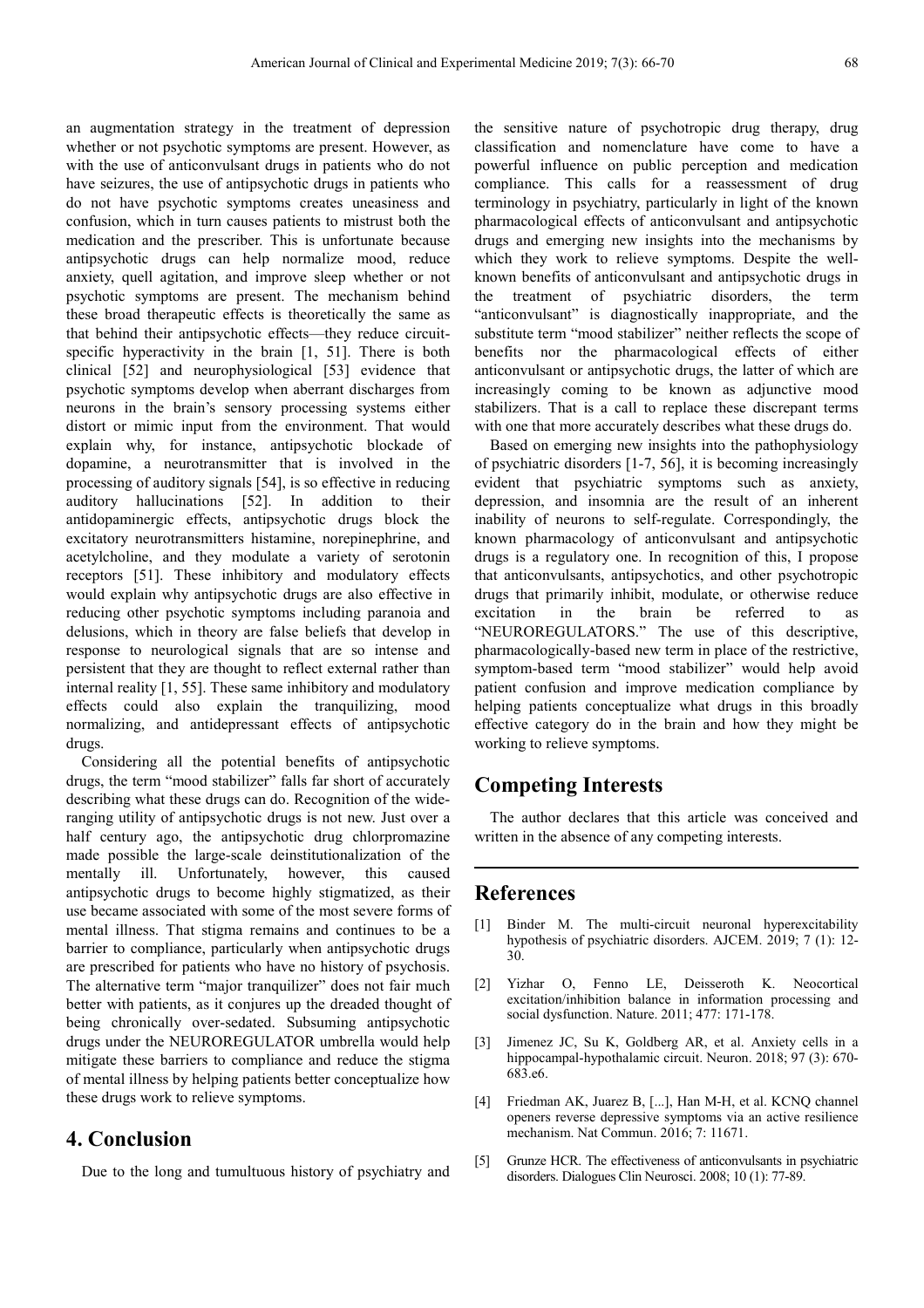an augmentation strategy in the treatment of depression whether or not psychotic symptoms are present. However, as with the use of anticonvulsant drugs in patients who do not have seizures, the use of antipsychotic drugs in patients who do not have psychotic symptoms creates uneasiness and confusion, which in turn causes patients to mistrust both the medication and the prescriber. This is unfortunate because antipsychotic drugs can help normalize mood, reduce anxiety, quell agitation, and improve sleep whether or not psychotic symptoms are present. The mechanism behind these broad therapeutic effects is theoretically the same as that behind their antipsychotic effects—they reduce circuit-specific hyperactivity in the brain [1, 51]. There is both clinical [52] and neurophysiological [53] evidence that psychotic symptoms develop when aberrant discharges from neurons in the brain's sensory processing systems either distort or mimic input from the environment. That would explain why, for instance, antipsychotic blockade of dopamine, a neurotransmitter that is involved in the processing of auditory signals [54], is so effective in reducing auditory hallucinations [52]. In addition to their antidopaminergic effects, antipsychotic drugs block the excitatory neurotransmitters histamine, norepinephrine, and acetylcholine, and they modulate a variety of serotonin receptors [51]. These inhibitory and modulatory effects would explain why antipsychotic drugs are also effective in reducing other psychotic symptoms including paranoia and delusions, which in theory are false beliefs that develop in response to neurological signals that are so intense and persistent that they are thought to reflect external rather than internal reality [1, 55]. These same inhibitory and modulatory effects could also explain the tranquilizing, mood normalizing, and antidepressant effects of antipsychotic drugs.

Considering all the potential benefits of antipsychotic drugs, the term "mood stabilizer" falls far short of accurately describing what these drugs can do. Recognition of the wide-ranging utility of antipsychotic drugs is not new. Just over a half century ago, the antipsychotic drug chlorpromazine made possible the large-scale deinstitutionalization of the mentally ill. Unfortunately, however, this caused antipsychotic drugs to become highly stigmatized, as their use became associated with some of the most severe forms of mental illness. That stigma remains and continues to be a barrier to compliance, particularly when antipsychotic drugs are prescribed for patients who have no history of psychosis. The alternative term "major tranquilizer" does not fair much better with patients, as it conjures up the dreaded thought of being chronically over-sedated. Subsuming antipsychotic drugs under the NEUROREGULATOR umbrella would help mitigate these barriers to compliance and reduce the stigma of mental illness by helping patients better conceptualize how these drugs work to relieve symptoms.

## 4. Conclusion

Due to the long and tumultuous history of psychiatry and the sensitive nature of psychotropic drug therapy, drug classification and nomenclature have come to have a powerful influence on public perception and medication compliance. This calls for a reassessment of drug terminology in psychiatry, particularly in light of the known pharmacological effects of anticonvulsant and antipsychotic drugs and emerging new insights into the mechanisms by which they work to relieve symptoms. Despite the well-known benefits of anticonvulsant and antipsychotic drugs in the treatment of psychiatric disorders, the term "anticonvulsant" is diagnostically inappropriate, and the substitute term "mood stabilizer" neither reflects the scope of benefits nor the pharmacological effects of either anticonvulsant or antipsychotic drugs, the latter of which are increasingly coming to be known as adjunctive mood stabilizers. That is a call to replace these discrepant terms with one that more accurately describes what these drugs do.

Based on emerging new insights into the pathophysiology of psychiatric disorders [1-7, 56], it is becoming increasingly evident that psychiatric symptoms such as anxiety, depression, and insomnia are the result of an inherent inability of neurons to self-regulate. Correspondingly, the known pharmacology of anticonvulsant and antipsychotic drugs is a regulatory one. In recognition of this, I propose that anticonvulsants, antipsychotics, and other psychotropic drugs that primarily inhibit, modulate, or otherwise reduce excitation in the brain be referred to as "NEUROREGULATORS." The use of this descriptive, pharmacologically-based new term in place of the restrictive, symptom-based term "mood stabilizer" would help avoid patient confusion and improve medication compliance by helping patients conceptualize what drugs in this broadly effective category do in the brain and how they might be working to relieve symptoms.

## Competing Interests

The author declares that this article was conceived and written in the absence of any competing interests.

## References

[1] Binder M. The multi-circuit neuronal hyperexcitability hypothesis of psychiatric disorders. AJCEM. 2019; 7 (1): 12-30.

[2] Yizhar O, Fenno LE, Deisseroth K. Neocortical excitation/inhibition balance in information processing and social dysfunction. Nature. 2011; 477: 171-178.

[3] Jimenez JC, Su K, Goldberg AR, et al. Anxiety cells in a hippocampal-hypothalamic circuit. Neuron. 2018; 97 (3): 670-683.e6.

[4] Friedman AK, Juarez B, [...], Han M-H, et al. KCNQ channel openers reverse depressive symptoms via an active resilience mechanism. Nat Commun. 2016; 7: 11671.

[5] Grunze HCR. The effectiveness of anticonvulsants in psychiatric disorders. Dialogues Clin Neurosci. 2008; 10 (1): 77-89.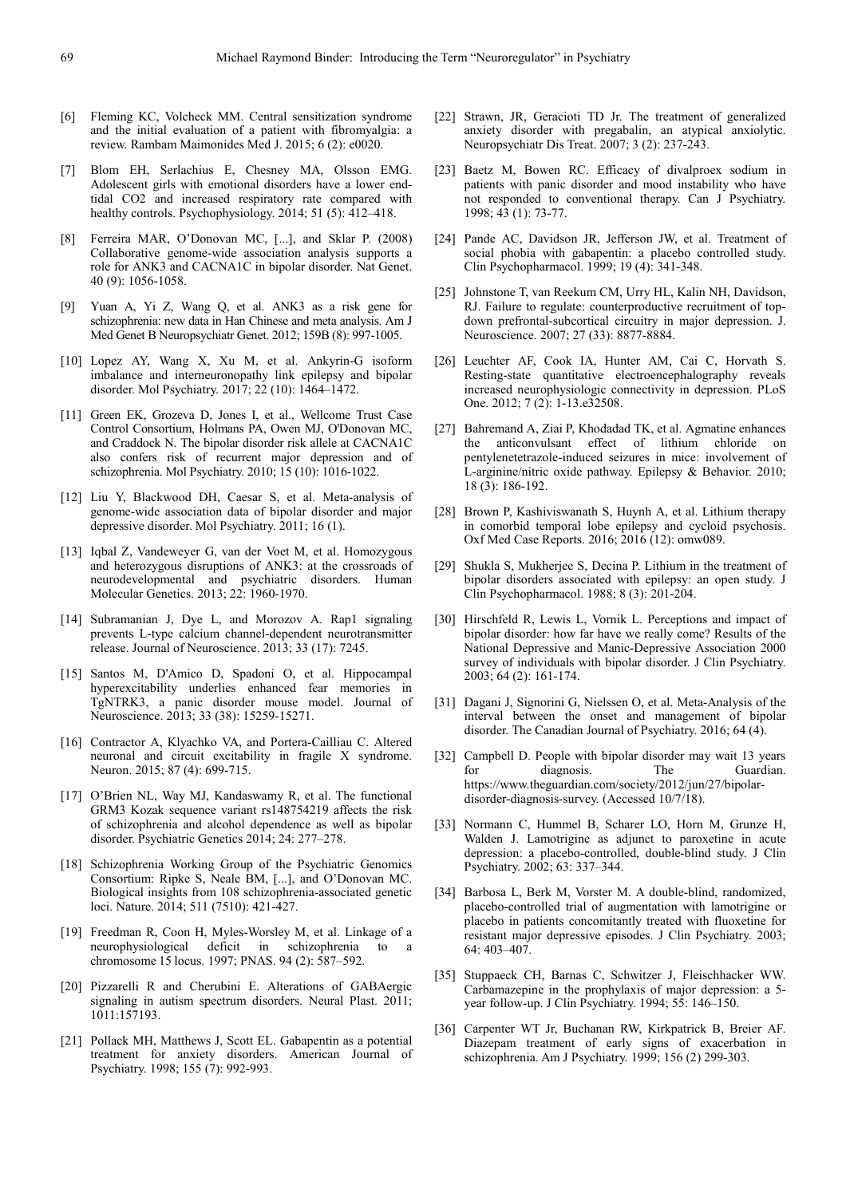[6] Fleming KC, Volcheck MM. Central sensitization syndrome and the initial evaluation of a patient with fibromyalgia: a review. Rambam Maimonides Med J. 2015; 6 (2): e0020.

[7] Blom EH, Serlachius E, Chesney MA, Olsson EMG. Adolescent girls with emotional disorders have a lower end-tidal CO2 and increased respiratory rate compared with healthy controls. Psychophysiology. 2014; 51 (5): 412–418.

[8] Ferreira MAR, O'Donovan MC, [...], and Sklar P. (2008) Collaborative genome-wide association analysis supports a role for ANK3 and CACNA1C in bipolar disorder. Nat Genet. 40 (9): 1056-1058.

[9] Yuan A, Yi Z, Wang Q, et al. ANK3 as a risk gene for schizophrenia: new data in Han Chinese and meta analysis. Am J Med Genet B Neuropsychiatr Genet. 2012; 159B (8): 997-1005.

[10] Lopez AY, Wang X, Xu M, et al. Ankyrin-G isoform imbalance and interneuronopathy link epilepsy and bipolar disorder. Mol Psychiatry. 2017; 22 (10): 1464–1472.

[11] Green EK, Grozeva D, Jones I, et al., Wellcome Trust Case Control Consortium, Holmans PA, Owen MJ, O'Donovan MC, and Craddock N. The bipolar disorder risk allele at CACNA1C also confers risk of recurrent major depression and of schizophrenia. Mol Psychiatry. 2010; 15 (10): 1016-1022.

[12] Liu Y, Blackwood DH, Caesar S, et al. Meta-analysis of genome-wide association data of bipolar disorder and major depressive disorder. Mol Psychiatry. 2011; 16 (1).

[13] Iqbal Z, Vandeweyer G, van der Voet M, et al. Homozygous and heterozygous disruptions of ANK3: at the crossroads of neurodevelopmental and psychiatric disorders. Human Molecular Genetics. 2013; 22: 1960-1970.

[14] Subramanian J, Dye L, and Morozov A. Rap1 signaling prevents L-type calcium channel-dependent neurotransmitter release. Journal of Neuroscience. 2013; 33 (17): 7245.

[15] Santos M, D'Amico D, Spadoni O, et al. Hippocampal hyperexcitability underlies enhanced fear memories in TgNTRK3, a panic disorder mouse model. Journal of Neuroscience. 2013; 33 (38): 15259-15271.

[16] Contractor A, Klyachko VA, and Portera-Cailliau C. Altered neuronal and circuit excitability in fragile X syndrome. Neuron. 2015; 87 (4): 699-715.

[17] O'Brien NL, Way MJ, Kandaswamy R, et al. The functional GRM3 Kozak sequence variant rs148754219 affects the risk of schizophrenia and alcohol dependence as well as bipolar disorder. Psychiatric Genetics 2014; 24: 277–278.

[18] Schizophrenia Working Group of the Psychiatric Genomics Consortium: Ripke S, Neale BM, [...], and O'Donovan MC. Biological insights from 108 schizophrenia-associated genetic loci. Nature. 2014; 511 (7510): 421-427.

[19] Freedman R, Coon H, Myles-Worsley M, et al. Linkage of a neurophysiological deficit in schizophrenia to a chromosome 15 locus. 1997; PNAS. 94 (2): 587–592.

[20] Pizzarelli R and Cherubini E. Alterations of GABAergic signaling in autism spectrum disorders. Neural Plast. 2011; 1011:157193.

[21] Pollack MH, Matthews J, Scott EL. Gabapentin as a potential treatment for anxiety disorders. American Journal of Psychiatry. 1998; 155 (7): 992-993.

[22] Strawn, JR, Geracioti TD Jr. The treatment of generalized anxiety disorder with pregabalin, an atypical anxiolytic. Neuropsychiatr Dis Treat. 2007; 3 (2): 237-243.

[23] Baetz M, Bowen RC. Efficacy of divalproex sodium in patients with panic disorder and mood instability who have not responded to conventional therapy. Can J Psychiatry. 1998; 43 (1): 73-77.

[24] Pande AC, Davidson JR, Jefferson JW, et al. Treatment of social phobia with gabapentin: a placebo controlled study. Clin Psychopharmacol. 1999; 19 (4): 341-348.

[25] Johnstone T, van Reekum CM, Urry HL, Kalin NH, Davidson, RJ. Failure to regulate: counterproductive recruitment of top-down prefrontal-subcortical circuitry in major depression. J. Neuroscience. 2007; 27 (33): 8877-8884.

[26] Leuchter AF, Cook IA, Hunter AM, Cai C, Horvath S. Resting-state quantitative electroencephalography reveals increased neurophysiologic connectivity in depression. PLoS One. 2012; 7 (2): 1-13.e32508.

[27] Bahremand A, Ziai P, Khodadad TK, et al. Agmatine enhances the anticonvulsant effect of lithium chloride on pentylenetetrazole-induced seizures in mice: involvement of L-arginine/nitric oxide pathway. Epilepsy & Behavior. 2010; 18 (3): 186-192.

[28] Brown P, Kashiviswanath S, Huynh A, et al. Lithium therapy in comorbid temporal lobe epilepsy and cycloid psychosis. Oxf Med Case Reports. 2016; 2016 (12): omw089.

[29] Shukla S, Mukherjee S, Decina P. Lithium in the treatment of bipolar disorders associated with epilepsy: an open study. J Clin Psychopharmacol. 1988; 8 (3): 201-204.

[30] Hirschfeld R, Lewis L, Vornik L. Perceptions and impact of bipolar disorder: how far have we really come? Results of the National Depressive and Manic-Depressive Association 2000 survey of individuals with bipolar disorder. J Clin Psychiatry. 2003; 64 (2): 161-174.

[31] Dagani J, Signorini G, Nielssen O, et al. Meta-Analysis of the interval between the onset and management of bipolar disorder. The Canadian Journal of Psychiatry. 2016; 64 (4).

[32] Campbell D. People with bipolar disorder may wait 13 years for diagnosis. The Guardian. https://www.theguardian.com/society/2012/jun/27/bipolar-disorder-diagnosis-survey. (Accessed 10/7/18).

[33] Normann C, Hummel B, Scharer LO, Horn M, Grunze H, Walden J. Lamotrigine as adjunct to paroxetine in acute depression: a placebo-controlled, double-blind study. J Clin Psychiatry. 2002; 63: 337–344.

[34] Barbosa L, Berk M, Vorster M. A double-blind, randomized, placebo-controlled trial of augmentation with lamotrigine or placebo in patients concomitantly treated with fluoxetine for resistant major depressive episodes. J Clin Psychiatry. 2003; 64: 403–407.

[35] Stuppaeck CH, Barnas C, Schwitzer J, Fleischhacker WW. Carbamazepine in the prophylaxis of major depression: a 5-year follow-up. J Clin Psychiatry. 1994; 55: 146–150.

[36] Carpenter WT Jr, Buchanan RW, Kirkpatrick B, Breier AF. Diazepam treatment of early signs of exacerbation in schizophrenia. Am J Psychiatry. 1999; 156 (2) 299-303.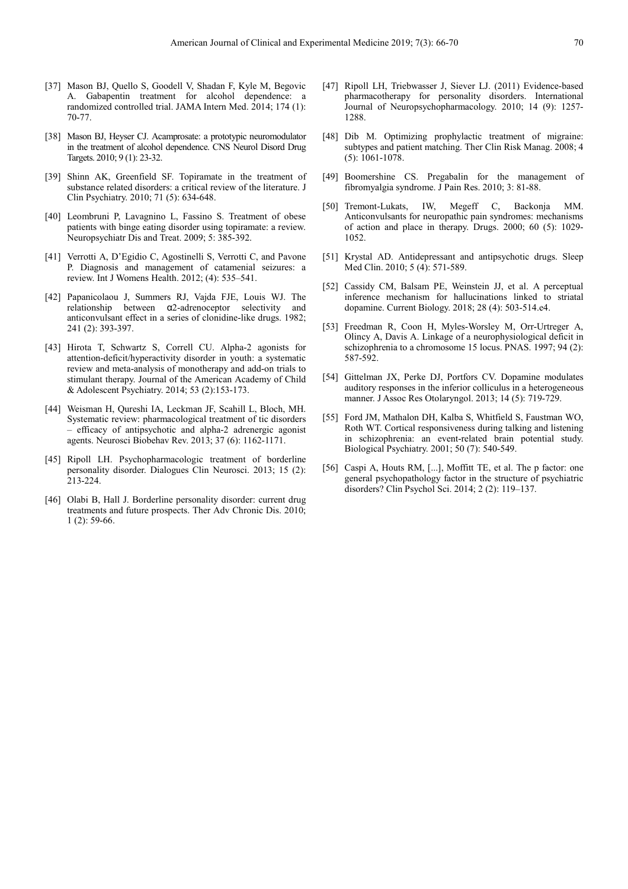[37] Mason BJ, Quello S, Goodell V, Shadan F, Kyle M, Begovic A. Gabapentin treatment for alcohol dependence: a randomized controlled trial. JAMA Intern Med. 2014; 174 (1): 70-77.

[38] Mason BJ, Heyser CJ. Acamprosate: a prototypic neuromodulator in the treatment of alcohol dependence. CNS Neurol Disord Drug Targets. 2010; 9 (1): 23-32.

[39] Shinn AK, Greenfield SF. Topiramate in the treatment of substance related disorders: a critical review of the literature. J Clin Psychiatry. 2010; 71 (5): 634-648.

[40] Leombruni P, Lavagnino L, Fassino S. Treatment of obese patients with binge eating disorder using topiramate: a review. Neuropsychiatr Dis and Treat. 2009; 5: 385-392.

[41] Verrotti A, D'Egidio C, Agostinelli S, Verrotti C, and Pavone P. Diagnosis and management of catamenial seizures: a review. Int J Womens Health. 2012; (4): 535–541.

[42] Papanicolaou J, Summers RJ, Vajda FJE, Louis WJ. The relationship between α2-adrenoceptor selectivity and anticonvulsant effect in a series of clonidine-like drugs. 1982; 241 (2): 393-397.

[43] Hirota T, Schwartz S, Correll CU. Alpha-2 agonists for attention-deficit/hyperactivity disorder in youth: a systematic review and meta-analysis of monotherapy and add-on trials to stimulant therapy. Journal of the American Academy of Child & Adolescent Psychiatry. 2014; 53 (2):153-173.

[44] Weisman H, Qureshi IA, Leckman JF, Scahill L, Bloch, MH. Systematic review: pharmacological treatment of tic disorders – efficacy of antipsychotic and alpha-2 adrenergic agonist agents. Neurosci Biobehav Rev. 2013; 37 (6): 1162-1171.

[45] Ripoll LH. Psychopharmacologic treatment of borderline personality disorder. Dialogues Clin Neurosci. 2013; 15 (2): 213-224.

[46] Olabi B, Hall J. Borderline personality disorder: current drug treatments and future prospects. Ther Adv Chronic Dis. 2010; 1 (2): 59-66.

[47] Ripoll LH, Triebwasser J, Siever LJ. (2011) Evidence-based pharmacotherapy for personality disorders. International Journal of Neuropsychopharmacology. 2010; 14 (9): 1257-1288.

[48] Dib M. Optimizing prophylactic treatment of migraine: subtypes and patient matching. Ther Clin Risk Manag. 2008; 4 (5): 1061-1078.

[49] Boomershine CS. Pregabalin for the management of fibromyalgia syndrome. J Pain Res. 2010; 3: 81-88.

[50] Tremont-Lukats, IW, Megeff C, Backonja MM. Anticonvulsants for neuropathic pain syndromes: mechanisms of action and place in therapy. Drugs. 2000; 60 (5): 1029-1052.

[51] Krystal AD. Antidepressant and antipsychotic drugs. Sleep Med Clin. 2010; 5 (4): 571-589.

[52] Cassidy CM, Balsam PE, Weinstein JJ, et al. A perceptual inference mechanism for hallucinations linked to striatal dopamine. Current Biology. 2018; 28 (4): 503-514.e4.

[53] Freedman R, Coon H, Myles-Worsley M, Orr-Urtreger A, Olincy A, Davis A. Linkage of a neurophysiological deficit in schizophrenia to a chromosome 15 locus. PNAS. 1997; 94 (2): 587-592.

[54] Gittelman JX, Perke DJ, Portfors CV. Dopamine modulates auditory responses in the inferior colliculus in a heterogeneous manner. J Assoc Res Otolaryngol. 2013; 14 (5): 719-729.

[55] Ford JM, Mathalon DH, Kalba S, Whitfield S, Faustman WO, Roth WT. Cortical responsiveness during talking and listening in schizophrenia: an event-related brain potential study. Biological Psychiatry. 2001; 50 (7): 540-549.

[56] Caspi A, Houts RM, [...], Moffitt TE, et al. The p factor: one general psychopathology factor in the structure of psychiatric disorders? Clin Psychol Sci. 2014; 2 (2): 119–137.